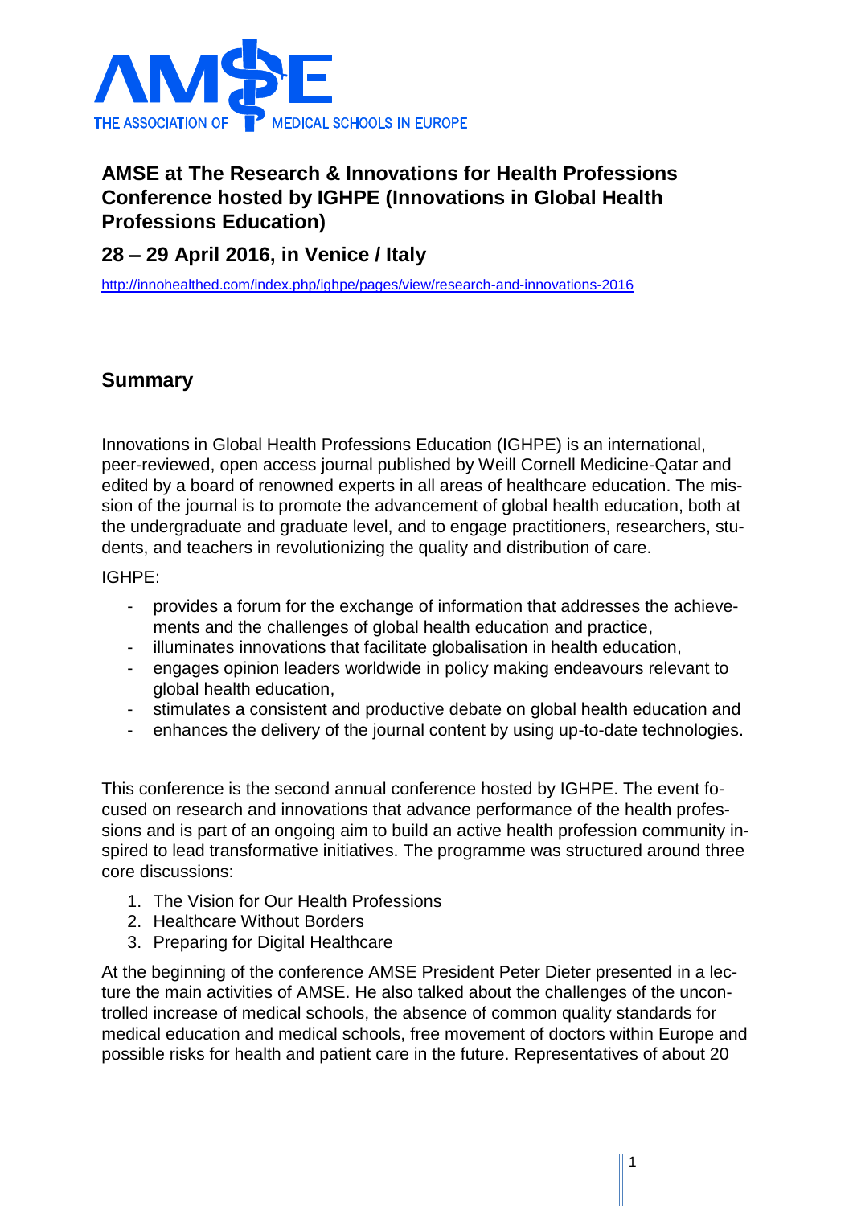THE ASSOCIATION OF MEDICAL SCHOOLS IN EUROPE

# AMSE at The Research & Innovations for Health Professions Conference hosted by IGHPE (Innovations in Global Health Professions Education)

## 28 – 29 April 2016, in Venice / Italy

http://innohealthed.com/index.php/ighpe/pages/view/research-and-innovations-2016

## Summary

Innovations in Global Health Professions Education (IGHPE) is an international, peer-reviewed, open access journal published by Weill Cornell Medicine-Qatar and edited by a board of renowned experts in all areas of healthcare education. The mission of the journal is to promote the advancement of global health education, both at the undergraduate and graduate level, and to engage practitioners, researchers, students, and teachers in revolutionizing the quality and distribution of care.

IGHPE:

- provides a forum for the exchange of information that addresses the achievements and the challenges of global health education and practice,
- illuminates innovations that facilitate globalisation in health education,
- engages opinion leaders worldwide in policy making endeavours relevant to global health education,
- stimulates a consistent and productive debate on global health education and
- enhances the delivery of the journal content by using up-to-date technologies.

This conference is the second annual conference hosted by IGHPE. The event focused on research and innovations that advance performance of the health professions and is part of an ongoing aim to build an active health profession community inspired to lead transformative initiatives. The programme was structured around three core discussions:

1. The Vision for Our Health Professions
2. Healthcare Without Borders
3. Preparing for Digital Healthcare

At the beginning of the conference AMSE President Peter Dieter presented in a lecture the main activities of AMSE. He also talked about the challenges of the uncontrolled increase of medical schools, the absence of common quality standards for medical education and medical schools, free movement of doctors within Europe and possible risks for health and patient care in the future. Representatives of about 20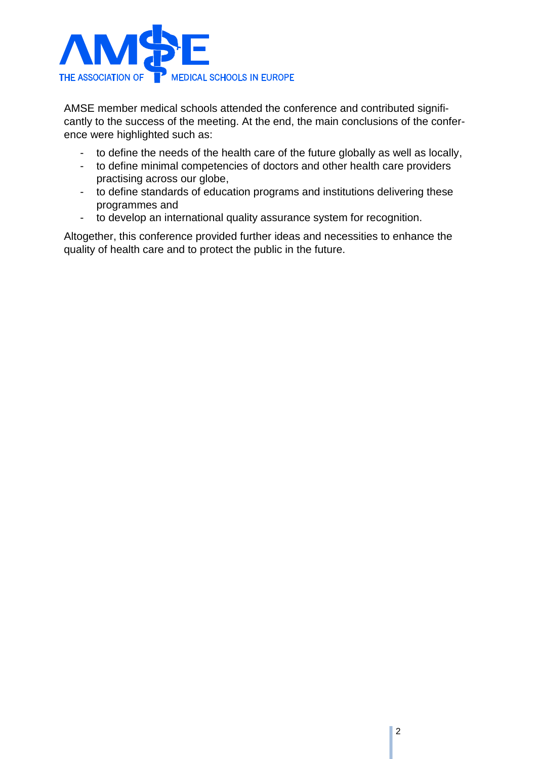AMSE member medical schools attended the conference and contributed significantly to the success of the meeting. At the end, the main conclusions of the conference were highlighted such as:

- to define the needs of the health care of the future globally as well as locally,
- to define minimal competencies of doctors and other health care providers practising across our globe,
- to define standards of education programs and institutions delivering these programmes and
- to develop an international quality assurance system for recognition.

Altogether, this conference provided further ideas and necessities to enhance the quality of health care and to protect the public in the future.